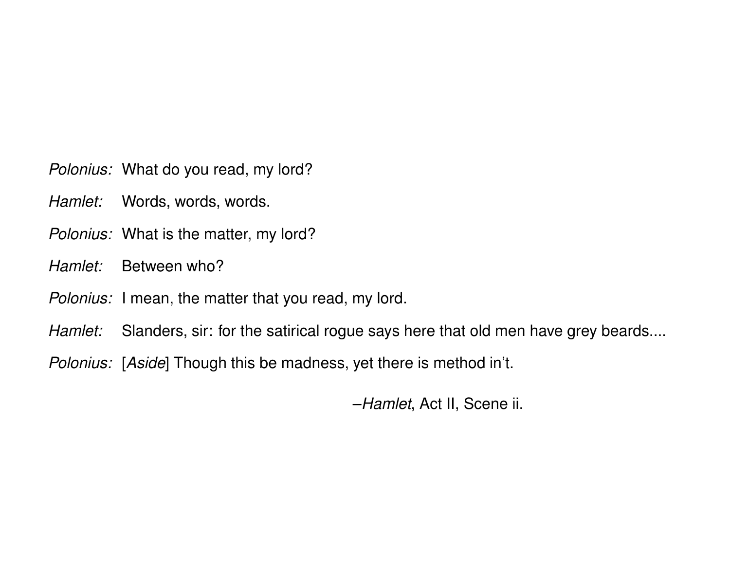*Polonius:* What do you read, my lord?

*Hamlet:* Words, words, words.

*Polonius:* What is the matter, my lord?

*Hamlet:* Between who?

*Polonius:* I mean, the matter that you read, my lord.

*Hamlet:* Slanders, sir: for the satirical rogue says here that old men have grey beards....

*Polonius:* [*Aside*] Though this be madness, yet there is method in't.

–*Hamlet*, Act II, Scene ii.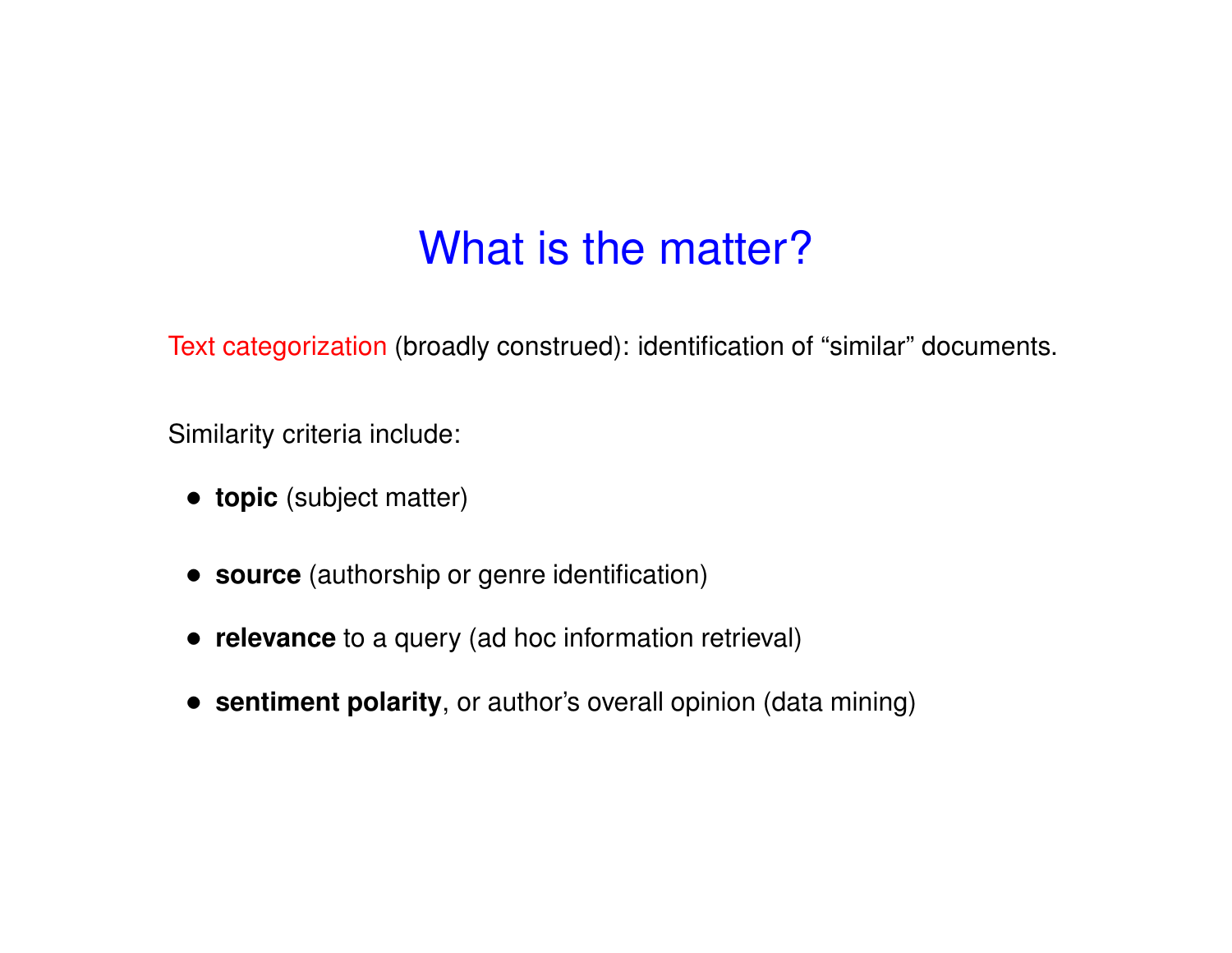# What is the matter?

Text categorization (broadly construed): identification of "similar" documents.

Similarity criteria include:

- **topic** (subject matter)
- **source** (authorship or genre identification)
- **relevance** to a query (ad hoc information retrieval)
- **sentiment polarity**, or author's overall opinion (data mining)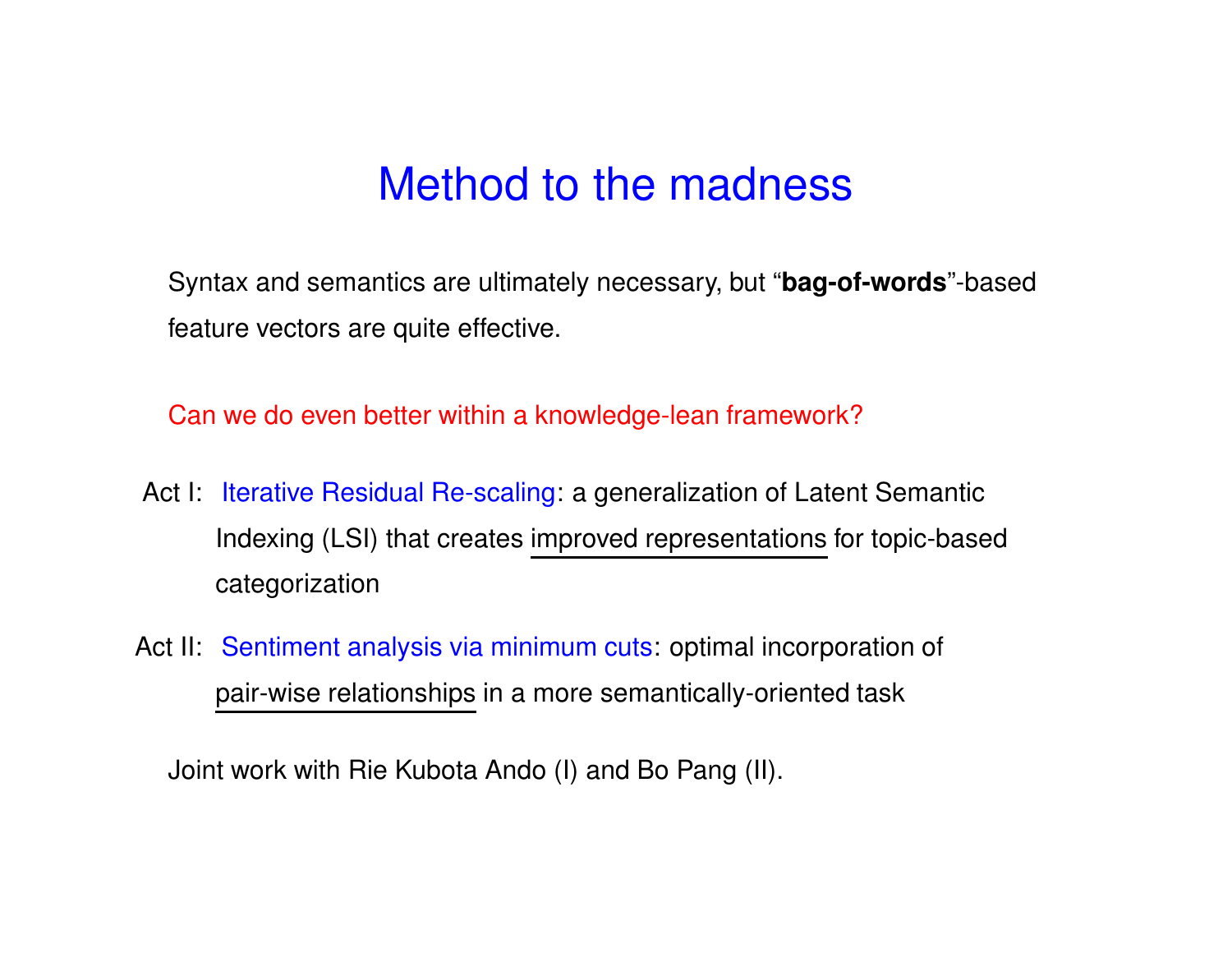# Method to the madness

Syntax and semantics are ultimately necessary, but "**bag-of-words**"-based feature vectors are quite effective.

Can we do even better within a knowledge-lean framework?

Act I: Iterative Residual Re-scaling: a generalization of Latent Semantic Indexing (LSI) that creates improved representations for topic-based categorization

Act II: Sentiment analysis via minimum cuts: optimal incorporation of pair-wise relationships in a more semantically-oriented task

Joint work with Rie Kubota Ando (I) and Bo Pang (II).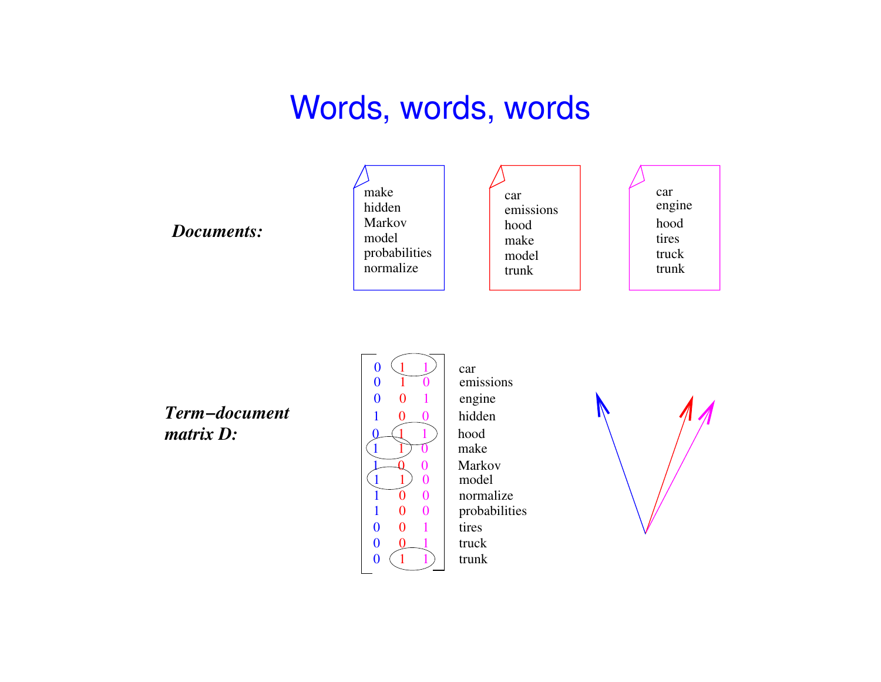# Words, words, words

***Documents:***

| Document 1 | Document 2 | Document 3 |
|---|---|---|
| make | car | car |
| hidden | emissions | engine |
| Markov | hood | hood |
| model | make | tires |
| probabilities | model | truck |
| normalize | trunk | trunk |

***Term−document matrix D:***

| | | | |
|---|---|---|---|
| 0 | 1 | 1 | car |
| 0 | 1 | 0 | emissions |
| 0 | 0 | 1 | engine |
| 1 | 0 | 0 | hidden |
| 0 | 1 | 1 | hood |
| 1 | 1 | 0 | make |
| 1 | 0 | 0 | Markov |
| 1 | 1 | 0 | model |
| 1 | 0 | 0 | normalize |
| 1 | 0 | 0 | probabilities |
| 0 | 0 | 1 | tires |
| 0 | 0 | 1 | truck |
| 0 | 1 | 1 | trunk |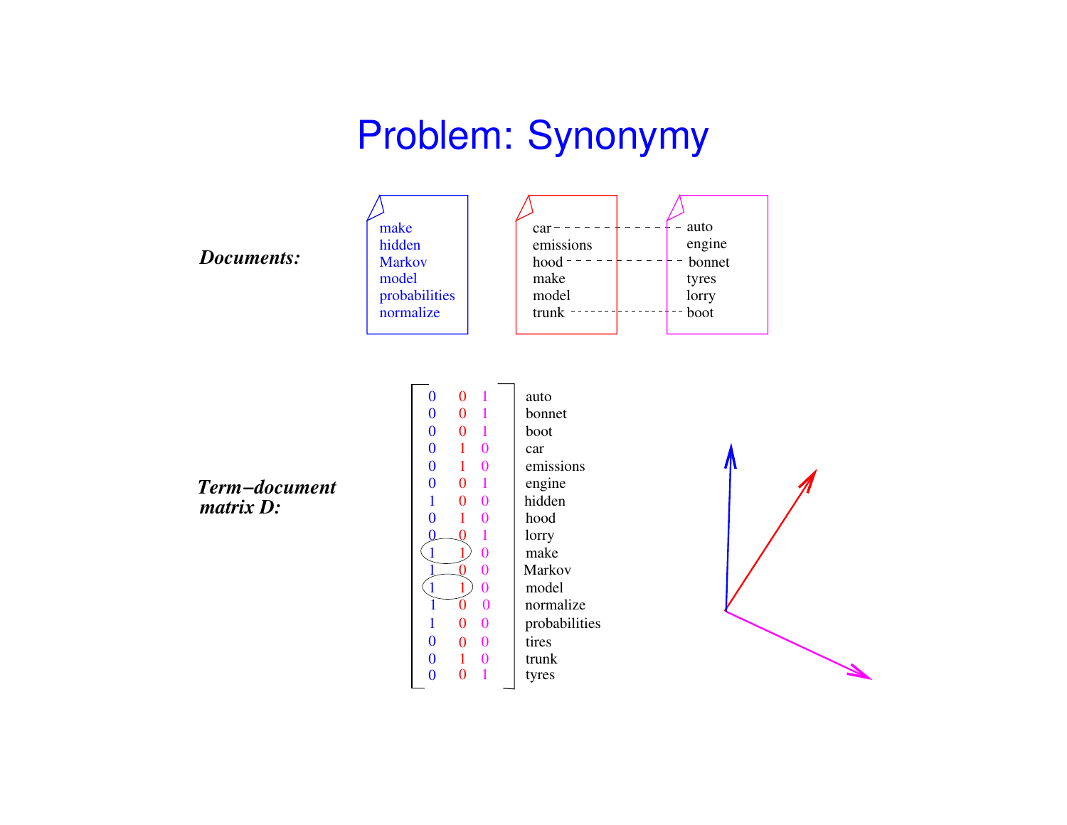# Problem: Synonymy

***Documents:***

| Document 1 (blue) | Document 2 (red) | Document 3 (magenta) |
|---|---|---|
| make | car | auto |
| hidden | emissions | engine |
| Markov | hood | bonnet |
| model | make | tyres |
| probabilities | model | lorry |
| normalize | trunk | boot |

(car - - - auto; hood - - - bonnet; trunk - - - boot)

***Term−document matrix D:***

| Doc 1 | Doc 2 | Doc 3 | Term |
|---|---|---|---|
| 0 | 0 | 1 | auto |
| 0 | 0 | 1 | bonnet |
| 0 | 0 | 1 | boot |
| 0 | 1 | 0 | car |
| 0 | 1 | 0 | emissions |
| 0 | 0 | 1 | engine |
| 1 | 0 | 0 | hidden |
| 0 | 1 | 0 | hood |
| 0 | 0 | 1 | lorry |
| 1 | 1 | 0 | make |
| 1 | 0 | 0 | Markov |
| 1 | 1 | 0 | model |
| 1 | 0 | 0 | normalize |
| 1 | 0 | 0 | probabilities |
| 0 | 0 | 0 | tires |
| 0 | 1 | 0 | trunk |
| 0 | 0 | 1 | tyres |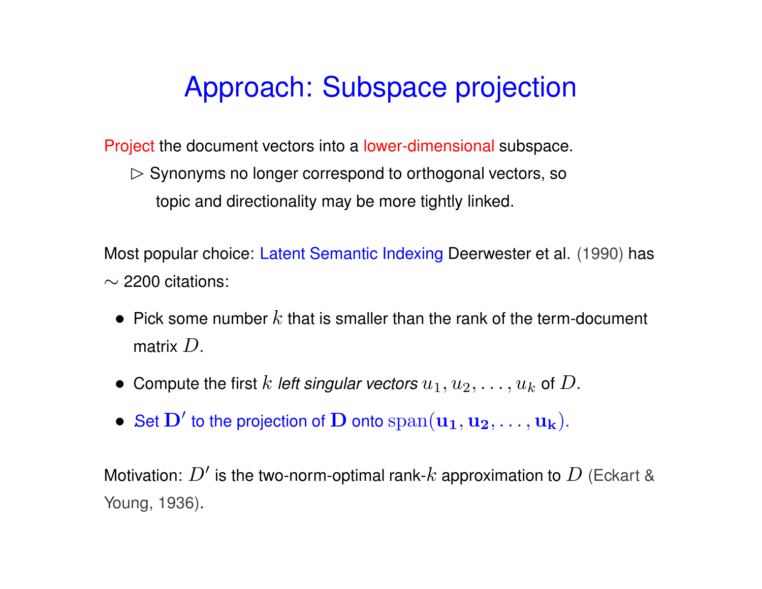# Approach: Subspace projection

Project the document vectors into a lower-dimensional subspace.

$\triangleright$ Synonyms no longer correspond to orthogonal vectors, so topic and directionality may be more tightly linked.

Most popular choice: Latent Semantic Indexing Deerwester et al. (1990) has $\sim$ 2200 citations:

- Pick some number $k$ that is smaller than the rank of the term-document matrix $D$.
- Compute the first $k$ *left singular vectors* $u_1, u_2, \ldots, u_k$ of $D$.
- Set $\mathbf{D'}$ to the projection of $\mathbf{D}$ onto $\mathrm{span}(\mathbf{u_1}, \mathbf{u_2}, \ldots, \mathbf{u_k})$.

Motivation: $D'$ is the two-norm-optimal rank-$k$ approximation to $D$ (Eckart & Young, 1936).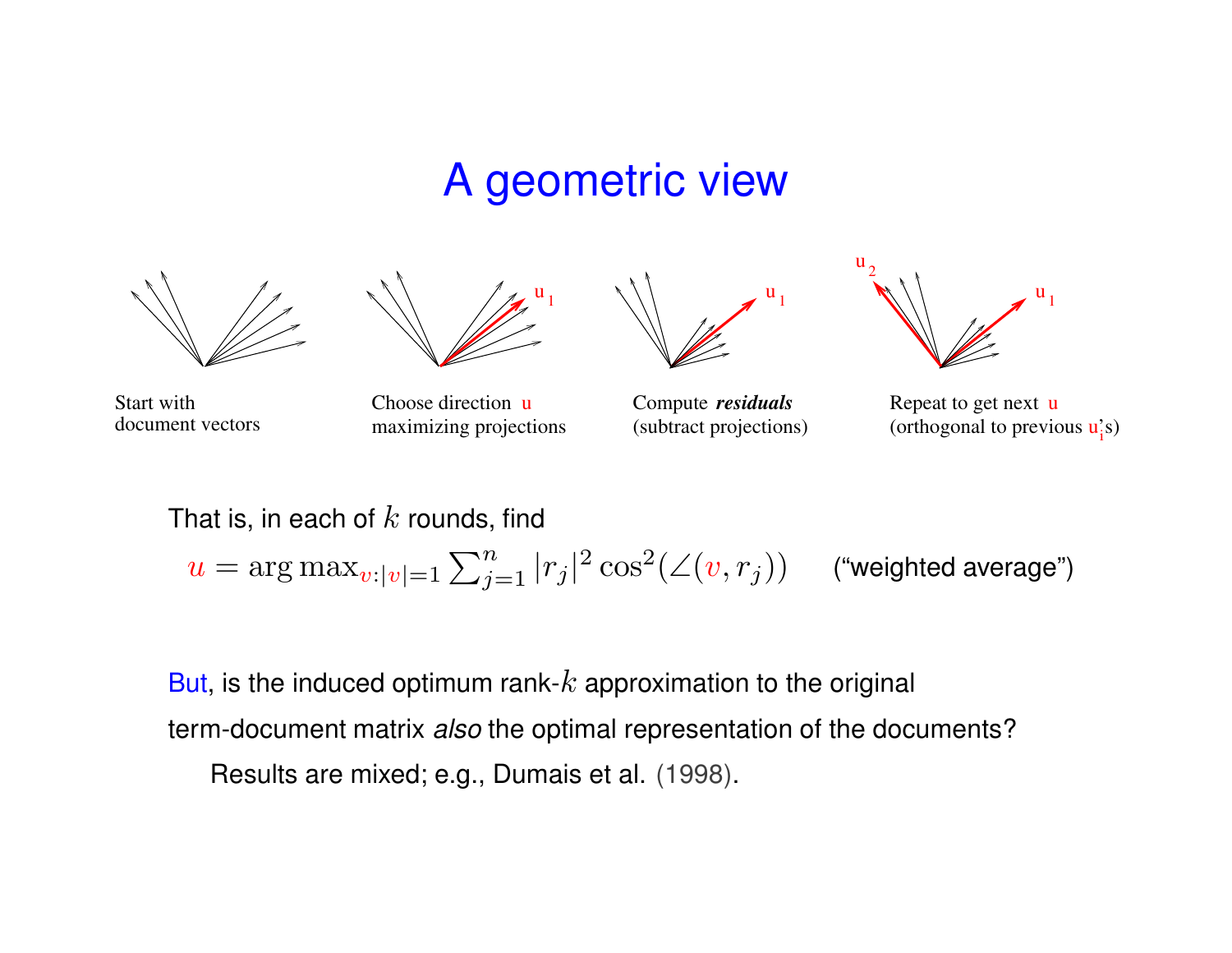# A geometric view

Start with document vectors

Choose direction u maximizing projections

Compute ***residuals*** (subtract projections)

Repeat to get next u (orthogonal to previous $u_i$'s)

That is, in each of $k$ rounds, find

$$u = \arg\max_{v:|v|=1} \sum_{j=1}^{n} |r_j|^2 \cos^2(\angle(v, r_j)) \qquad \text{("weighted average")}$$

But, is the induced optimum rank-$k$ approximation to the original term-document matrix *also* the optimal representation of the documents?

Results are mixed; e.g., Dumais et al. (1998).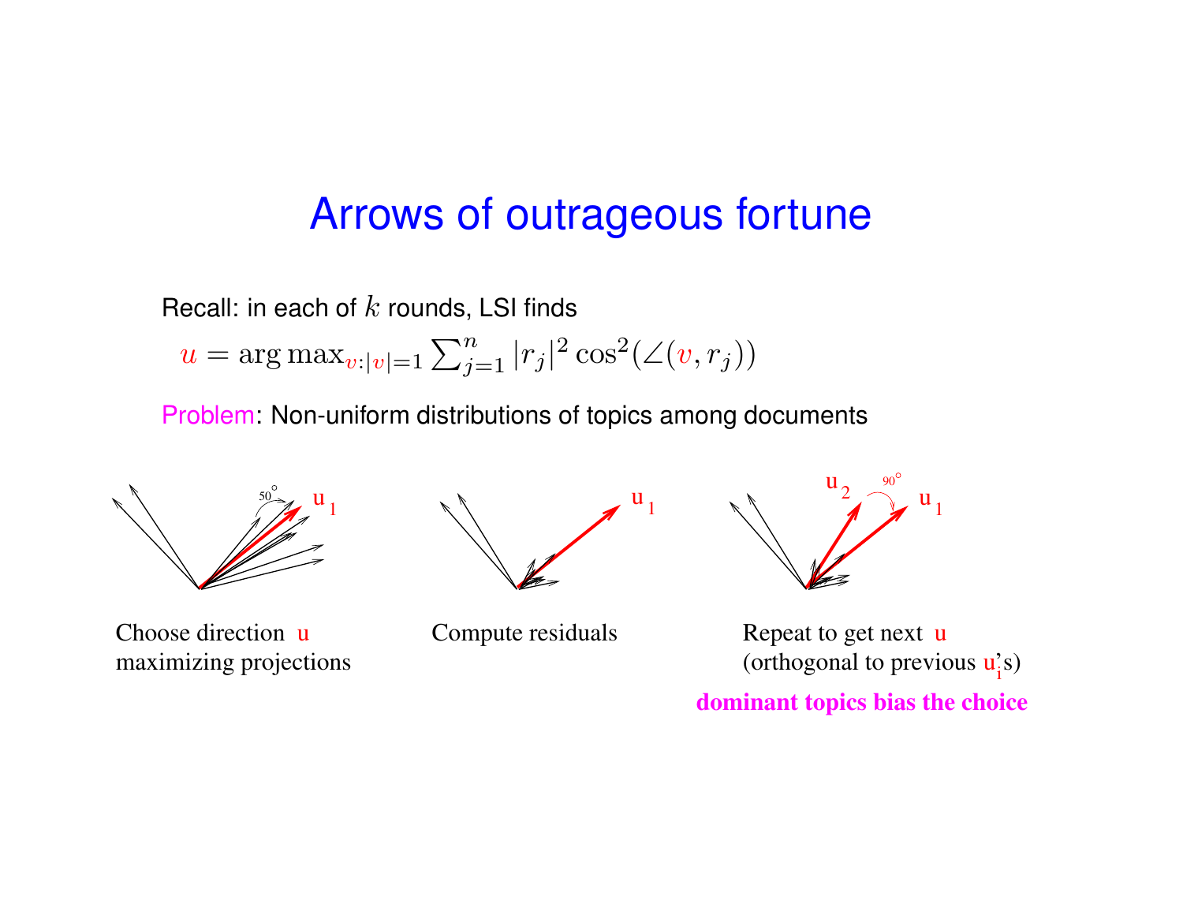# Arrows of outrageous fortune

Recall: in each of $k$ rounds, LSI finds

$$u = \arg\max_{v:|v|=1} \sum_{j=1}^{n} |r_j|^2 \cos^2(\angle(v, r_j))$$

Problem: Non-uniform distributions of topics among documents

Choose direction $u$ maximizing projections

Compute residuals

Repeat to get next $u$ (orthogonal to previous $u_i$'s)

**dominant topics bias the choice**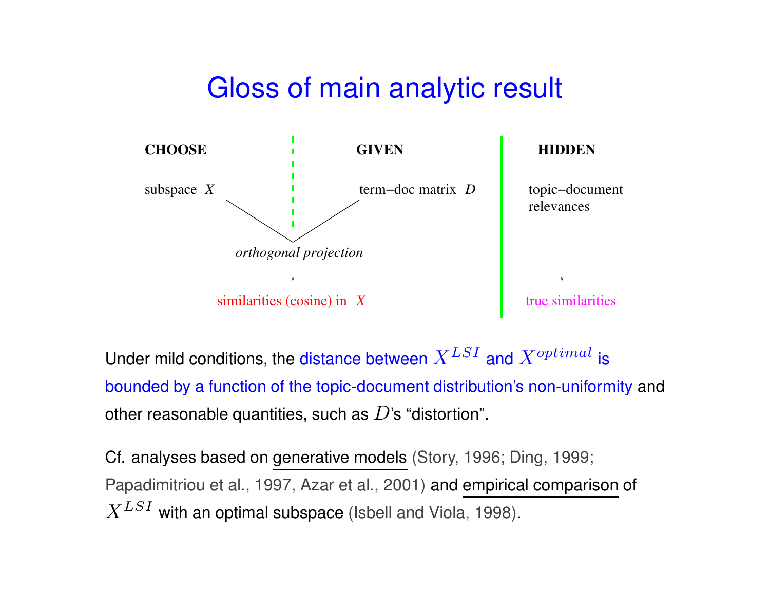# Gloss of main analytic result

**CHOOSE** | **GIVEN** | **HIDDEN**

subspace $X$ — term−doc matrix $D$ — topic−document relevances

*orthogonal projection*

similarities (cosine) in $X$ — true similarities

Under mild conditions, the distance between $X^{LSI}$ and $X^{optimal}$ is bounded by a function of the topic-document distribution's non-uniformity and other reasonable quantities, such as $D$'s "distortion".

Cf. analyses based on generative models (Story, 1996; Ding, 1999; Papadimitriou et al., 1997, Azar et al., 2001) and empirical comparison of $X^{LSI}$ with an optimal subspace (Isbell and Viola, 1998).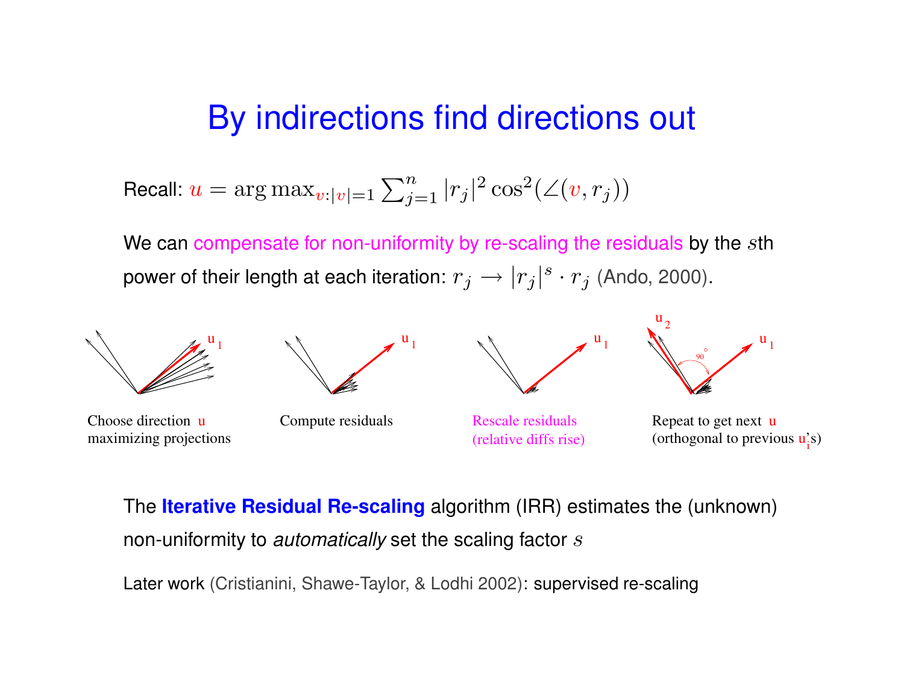# By indirections find directions out

Recall: $u = \arg\max_{v:|v|=1} \sum_{j=1}^{n} |r_j|^2 \cos^2(\angle(v, r_j))$

We can compensate for non-uniformity by re-scaling the residuals by the $s$th power of their length at each iteration: $r_j \rightarrow |r_j|^s \cdot r_j$ (Ando, 2000).

Choose direction u maximizing projections

Compute residuals

Rescale residuals (relative diffs rise)

Repeat to get next u (orthogonal to previous $u_i$'s)

The **Iterative Residual Re-scaling** algorithm (IRR) estimates the (unknown) non-uniformity to *automatically* set the scaling factor $s$

Later work (Cristianini, Shawe-Taylor, & Lodhi 2002): supervised re-scaling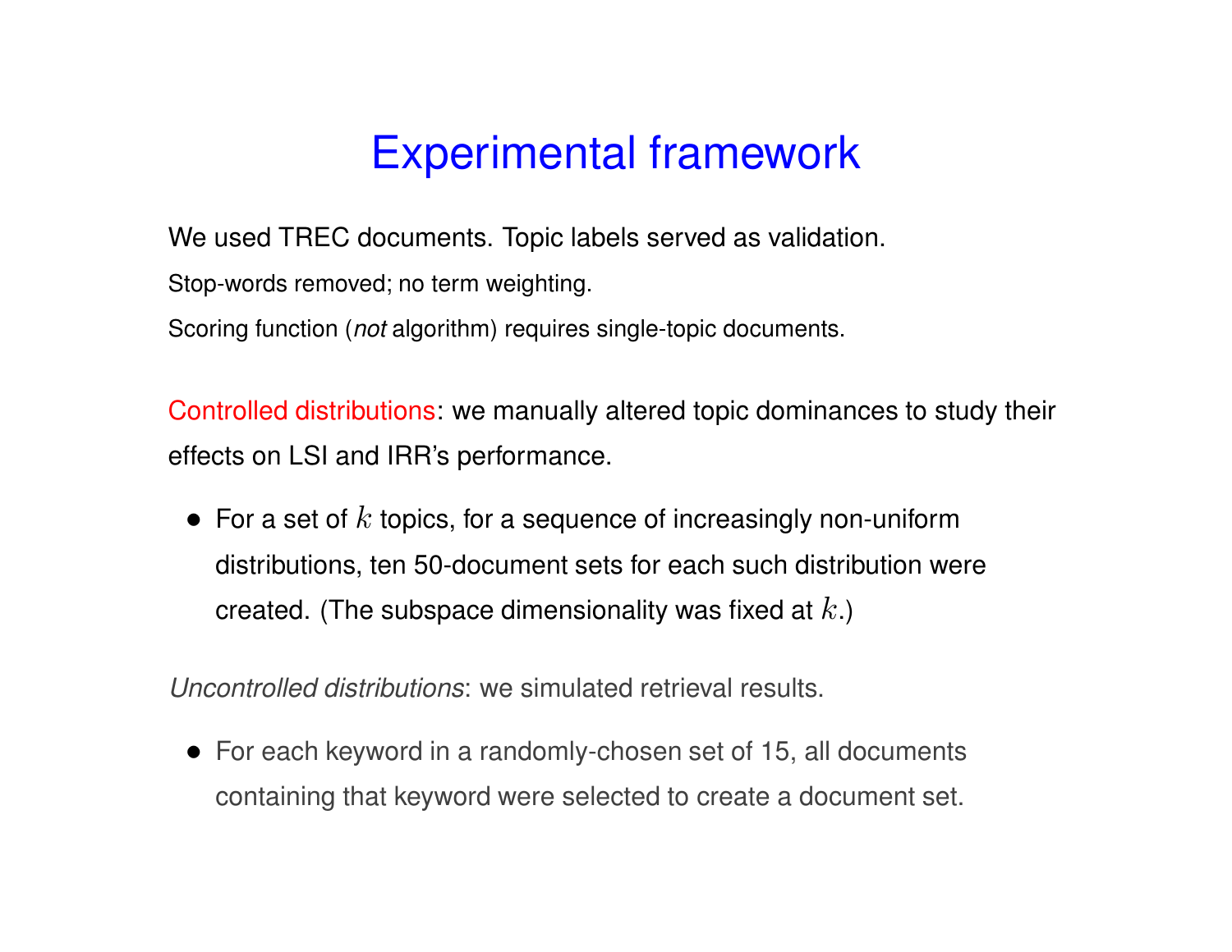# Experimental framework

We used TREC documents. Topic labels served as validation.

Stop-words removed; no term weighting.

Scoring function (*not* algorithm) requires single-topic documents.

Controlled distributions: we manually altered topic dominances to study their effects on LSI and IRR's performance.

- For a set of $k$ topics, for a sequence of increasingly non-uniform distributions, ten 50-document sets for each such distribution were created. (The subspace dimensionality was fixed at $k$.)

*Uncontrolled distributions*: we simulated retrieval results.

- For each keyword in a randomly-chosen set of 15, all documents containing that keyword were selected to create a document set.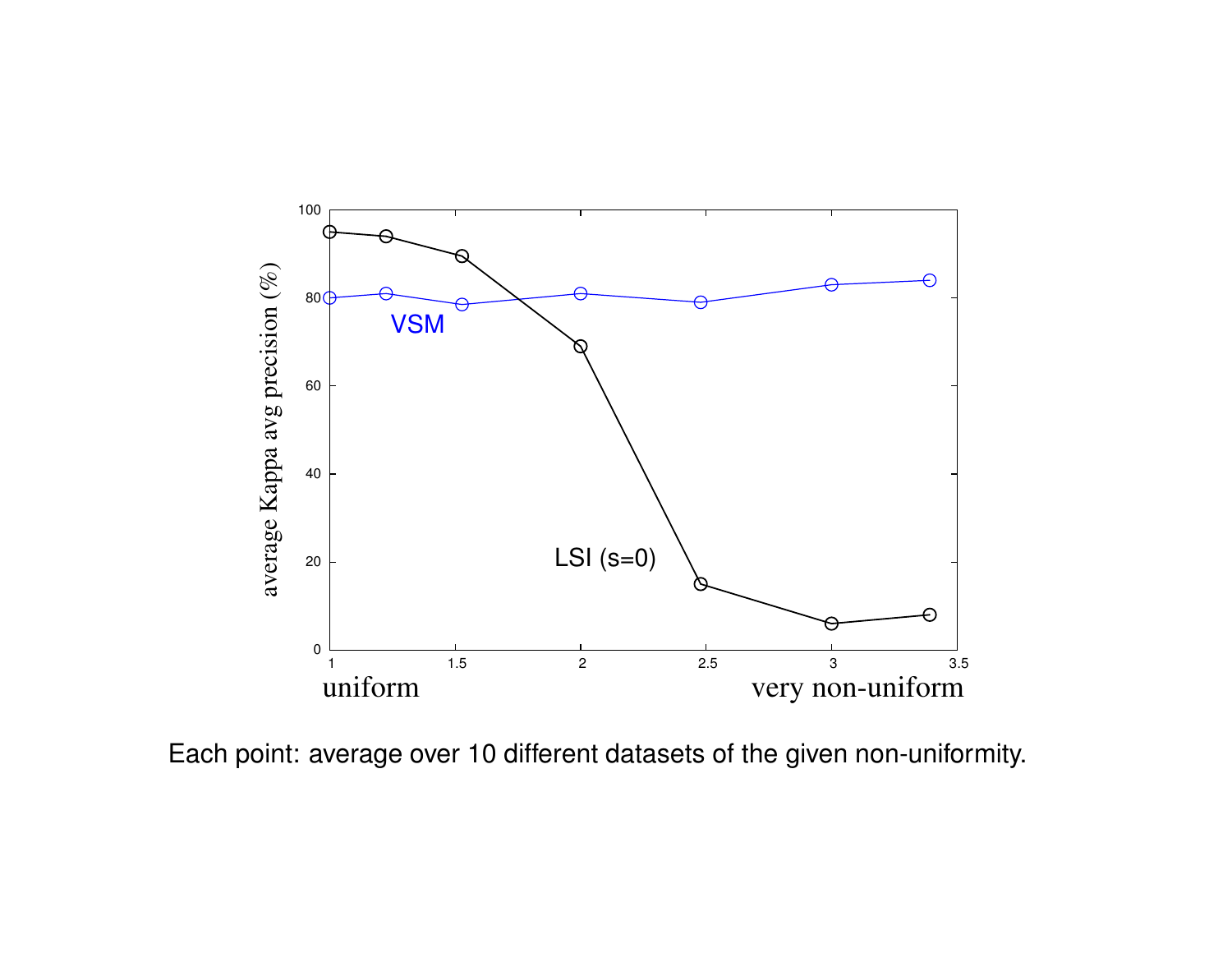Each point: average over 10 different datasets of the given non-uniformity.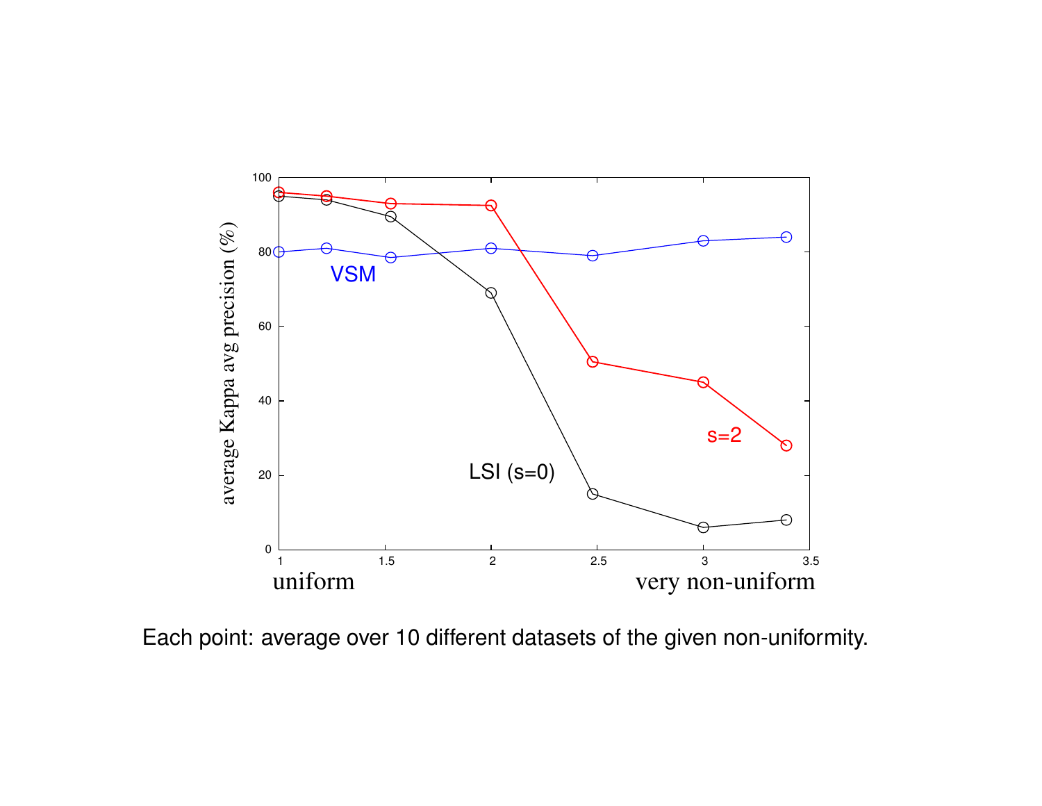Each point: average over 10 different datasets of the given non-uniformity.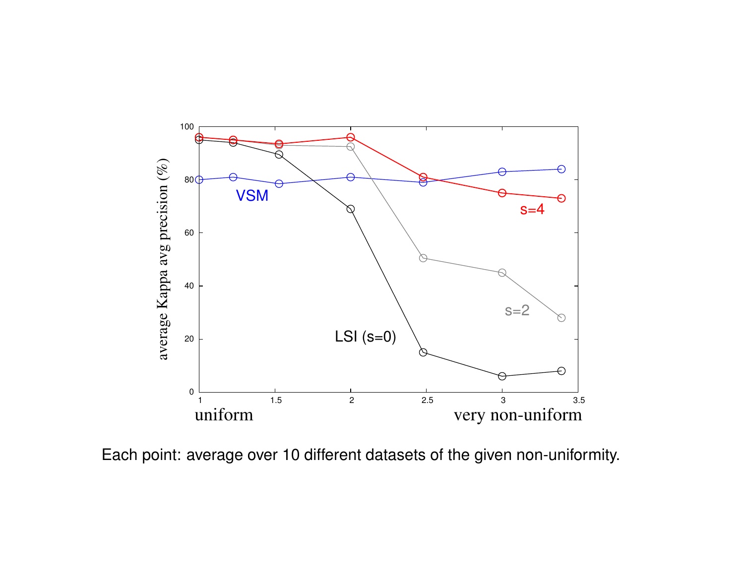Each point: average over 10 different datasets of the given non-uniformity.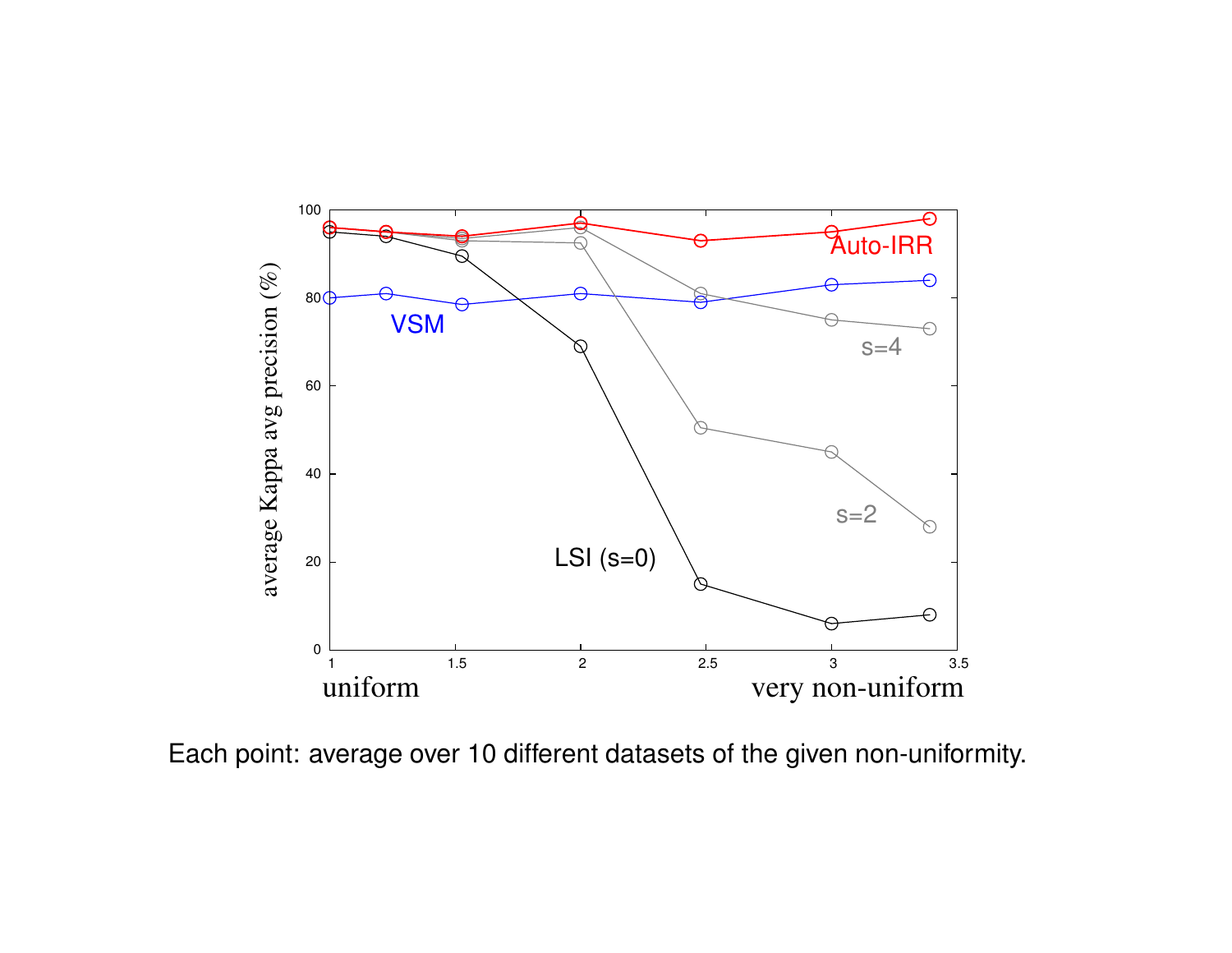Each point: average over 10 different datasets of the given non-uniformity.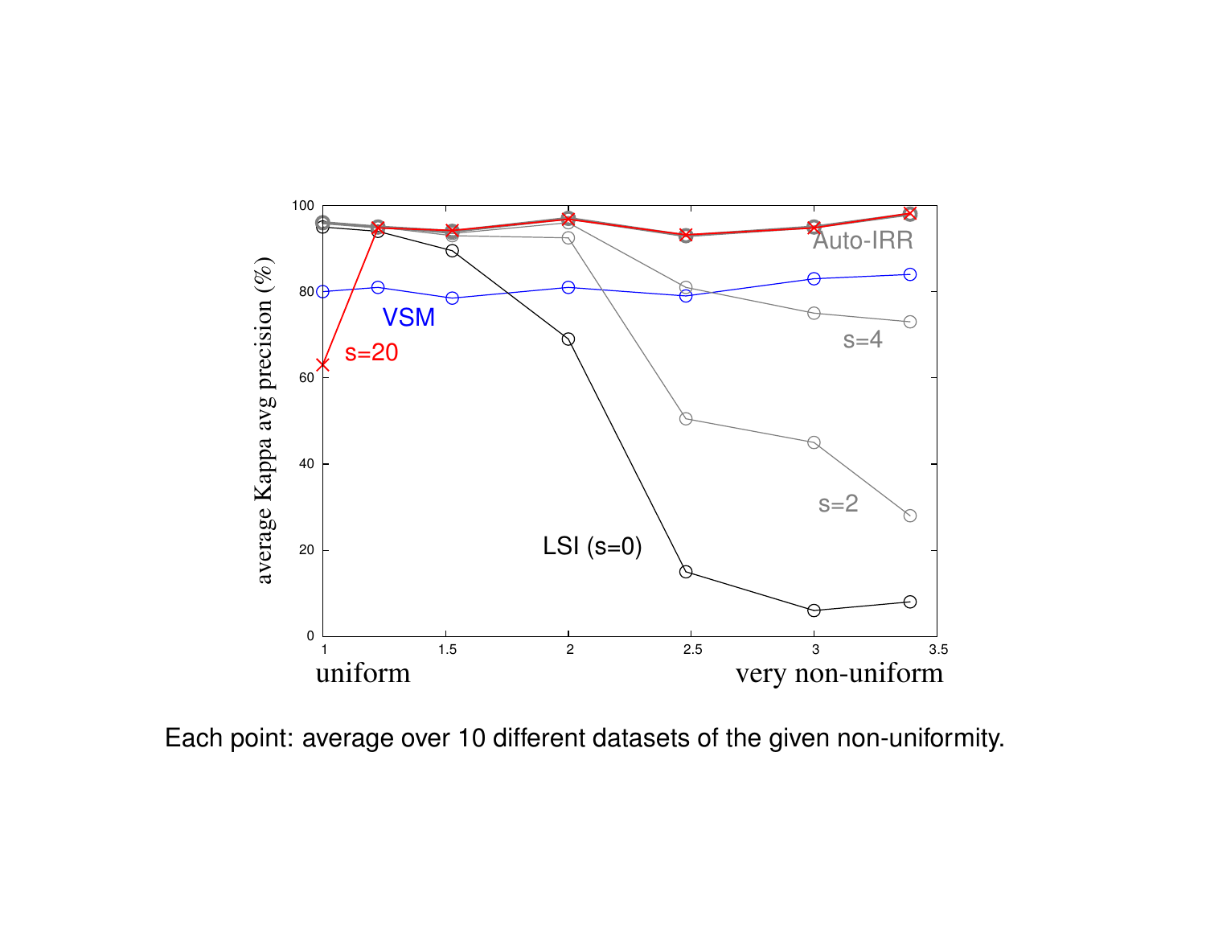Each point: average over 10 different datasets of the given non-uniformity.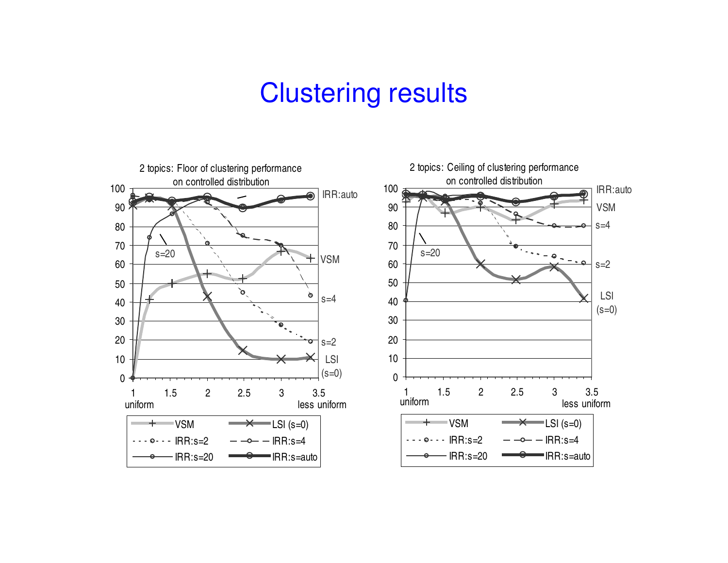# Clustering results

2 topics: Floor of clustering performance on controlled distribution

2 topics: Ceiling of clustering performance on controlled distribution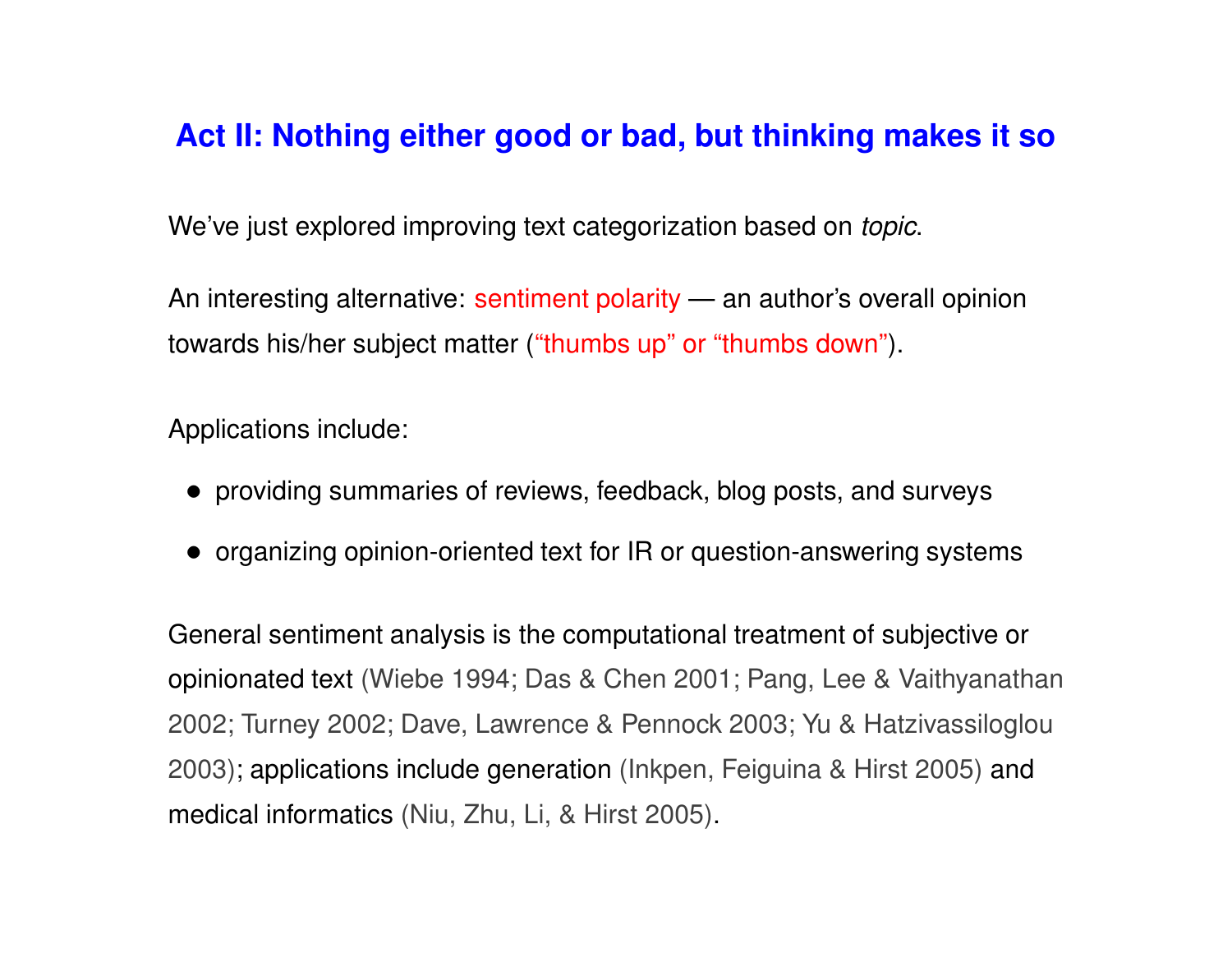## Act II: Nothing either good or bad, but thinking makes it so

We've just explored improving text categorization based on *topic*.

An interesting alternative: sentiment polarity — an author's overall opinion towards his/her subject matter ("thumbs up" or "thumbs down").

Applications include:

- providing summaries of reviews, feedback, blog posts, and surveys
- organizing opinion-oriented text for IR or question-answering systems

General sentiment analysis is the computational treatment of subjective or opinionated text (Wiebe 1994; Das & Chen 2001; Pang, Lee & Vaithyanathan 2002; Turney 2002; Dave, Lawrence & Pennock 2003; Yu & Hatzivassiloglou 2003); applications include generation (Inkpen, Feiguina & Hirst 2005) and medical informatics (Niu, Zhu, Li, & Hirst 2005).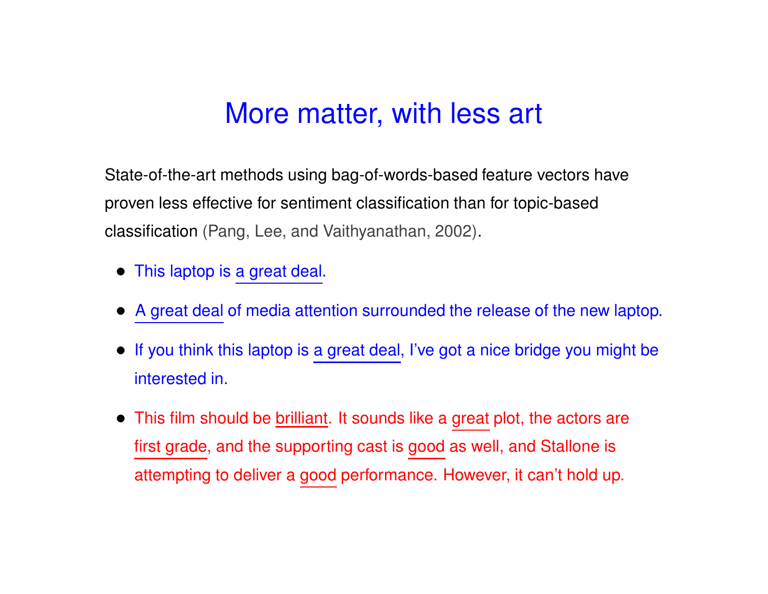# More matter, with less art

State-of-the-art methods using bag-of-words-based feature vectors have proven less effective for sentiment classification than for topic-based classification (Pang, Lee, and Vaithyanathan, 2002).

- This laptop is <u>a great deal</u>.
- <u>A great deal</u> of media attention surrounded the release of the new laptop.
- If you think this laptop is <u>a great deal</u>, I've got a nice bridge you might be interested in.
- This film should be <u>brilliant</u>. It sounds like a <u>great</u> plot, the actors are <u>first grade</u>, and the supporting cast is <u>good</u> as well, and Stallone is attempting to deliver a <u>good</u> performance. However, it can't hold up.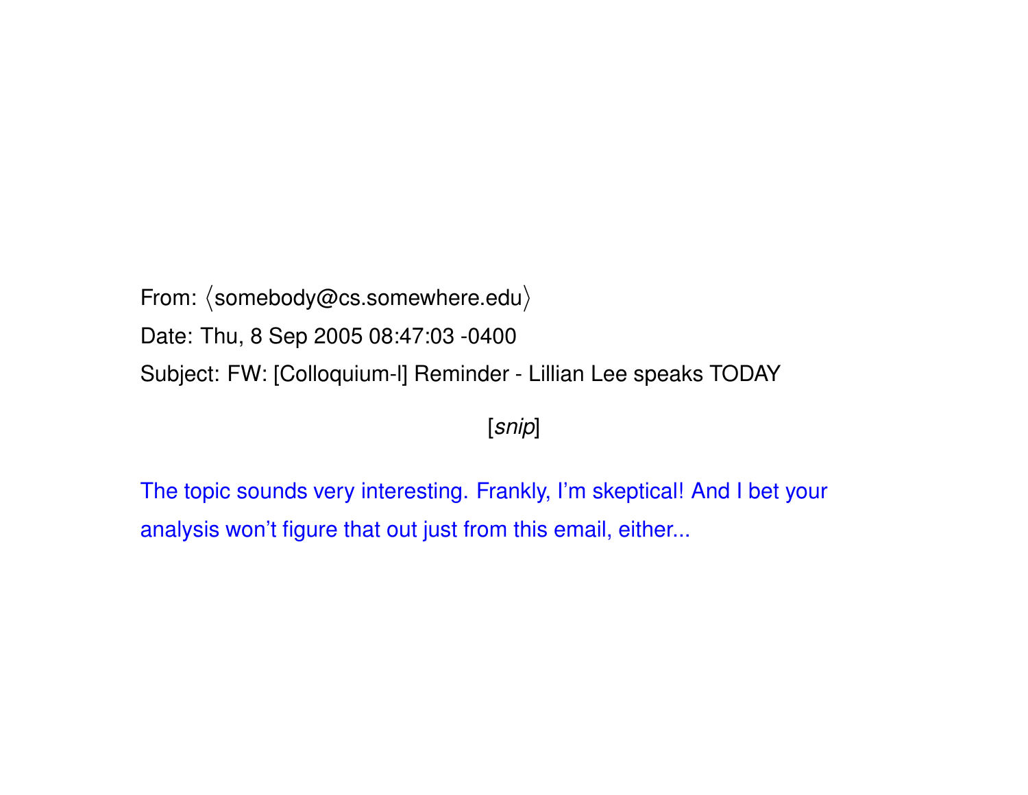From: ⟨somebody@cs.somewhere.edu⟩

Date: Thu, 8 Sep 2005 08:47:03 -0400

Subject: FW: [Colloquium-l] Reminder - Lillian Lee speaks TODAY

[*snip*]

The topic sounds very interesting. Frankly, I'm skeptical! And I bet your analysis won't figure that out just from this email, either...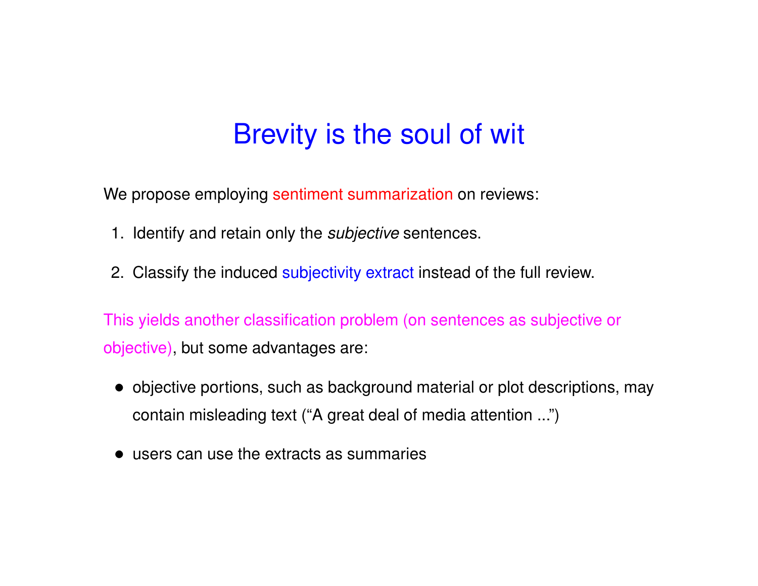# Brevity is the soul of wit

We propose employing sentiment summarization on reviews:

1. Identify and retain only the *subjective* sentences.
2. Classify the induced subjectivity extract instead of the full review.

This yields another classification problem (on sentences as subjective or objective), but some advantages are:

- objective portions, such as background material or plot descriptions, may contain misleading text (“A great deal of media attention ...”)
- users can use the extracts as summaries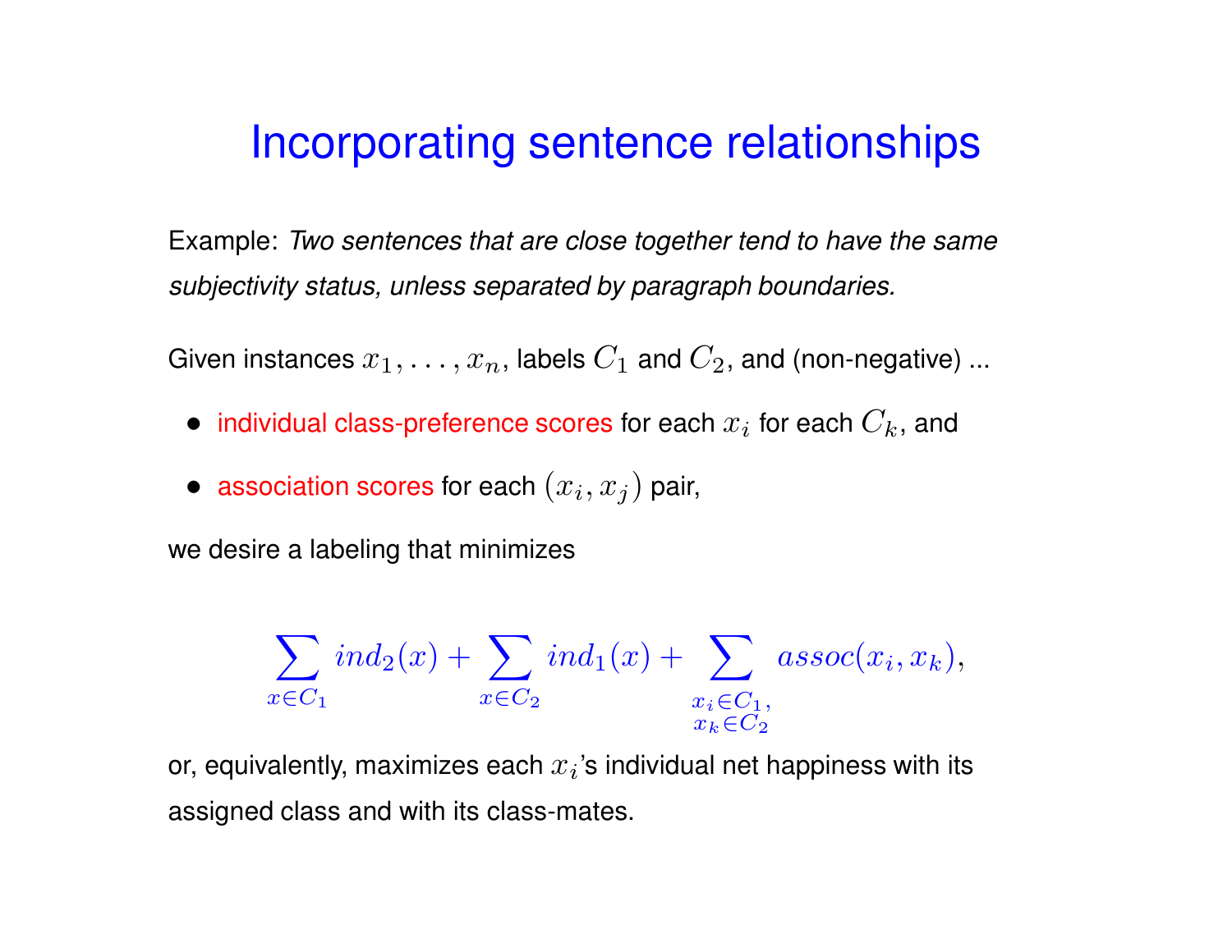# Incorporating sentence relationships

Example: *Two sentences that are close together tend to have the same subjectivity status, unless separated by paragraph boundaries.*

Given instances $x_1, \ldots, x_n$, labels $C_1$ and $C_2$, and (non-negative) ...

- individual class-preference scores for each $x_i$ for each $C_k$, and
- association scores for each $(x_i, x_j)$ pair,

we desire a labeling that minimizes

$$\sum_{x \in C_1} ind_2(x) + \sum_{x \in C_2} ind_1(x) + \sum_{\substack{x_i \in C_1, \\ x_k \in C_2}} assoc(x_i, x_k),$$

or, equivalently, maximizes each $x_i$'s individual net happiness with its assigned class and with its class-mates.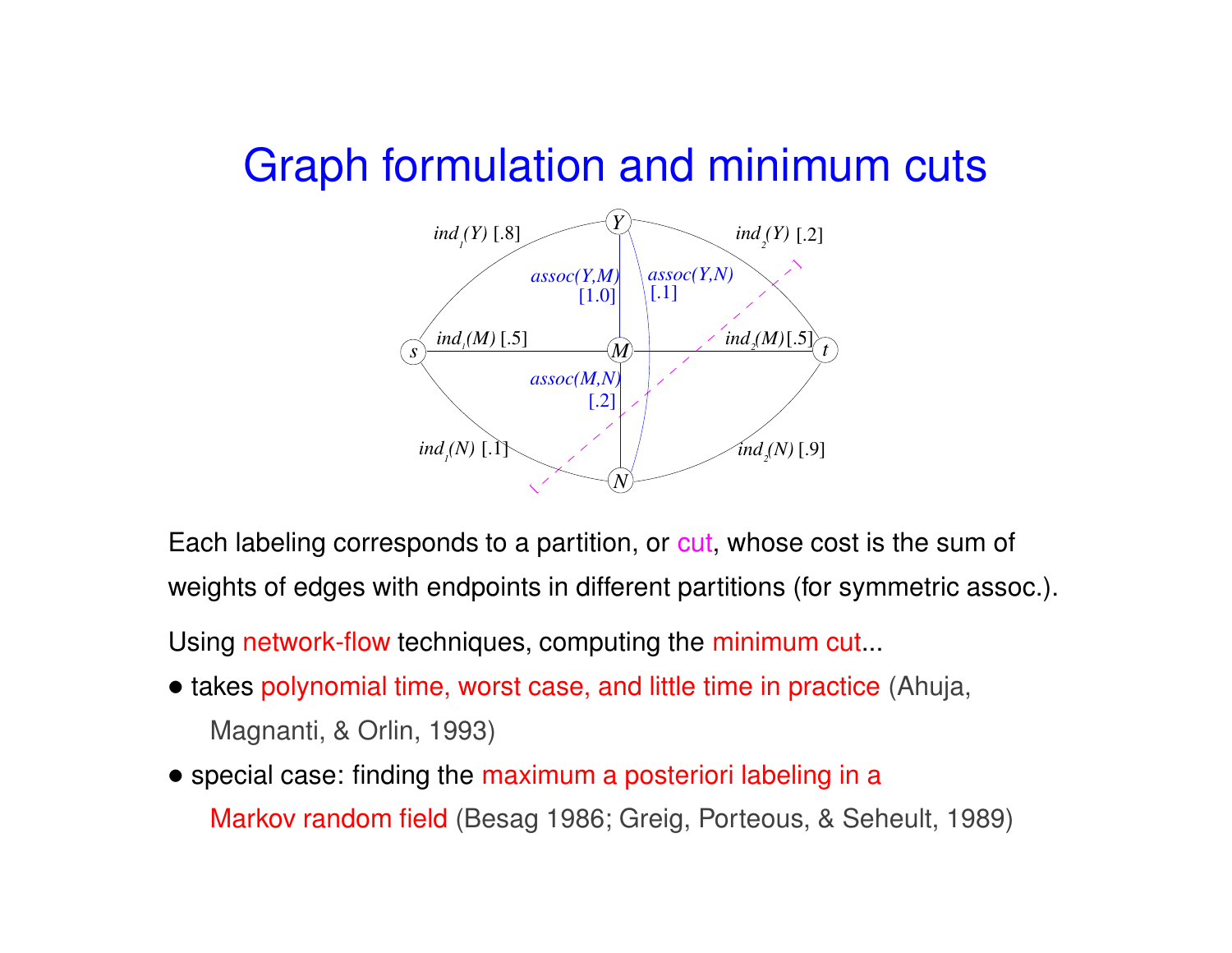# Graph formulation and minimum cuts

Each labeling corresponds to a partition, or cut, whose cost is the sum of weights of edges with endpoints in different partitions (for symmetric assoc.).

Using network-flow techniques, computing the minimum cut...

- takes polynomial time, worst case, and little time in practice (Ahuja, Magnanti, & Orlin, 1993)
- special case: finding the maximum a posteriori labeling in a Markov random field (Besag 1986; Greig, Porteous, & Seheult, 1989)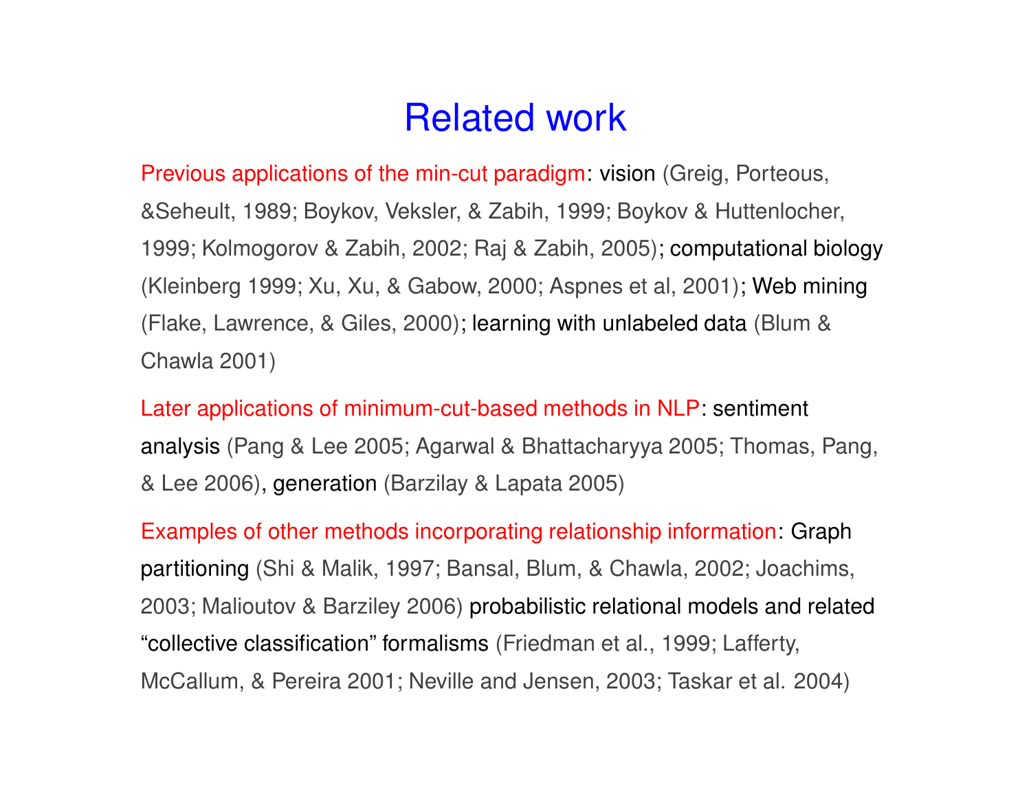# Related work

Previous applications of the min-cut paradigm: vision (Greig, Porteous, &Seheult, 1989; Boykov, Veksler, & Zabih, 1999; Boykov & Huttenlocher, 1999; Kolmogorov & Zabih, 2002; Raj & Zabih, 2005); computational biology (Kleinberg 1999; Xu, Xu, & Gabow, 2000; Aspnes et al, 2001); Web mining (Flake, Lawrence, & Giles, 2000); learning with unlabeled data (Blum & Chawla 2001)

Later applications of minimum-cut-based methods in NLP: sentiment analysis (Pang & Lee 2005; Agarwal & Bhattacharyya 2005; Thomas, Pang, & Lee 2006), generation (Barzilay & Lapata 2005)

Examples of other methods incorporating relationship information: Graph partitioning (Shi & Malik, 1997; Bansal, Blum, & Chawla, 2002; Joachims, 2003; Malioutov & Barziley 2006) probabilistic relational models and related “collective classification” formalisms (Friedman et al., 1999; Lafferty, McCallum, & Pereira 2001; Neville and Jensen, 2003; Taskar et al. 2004)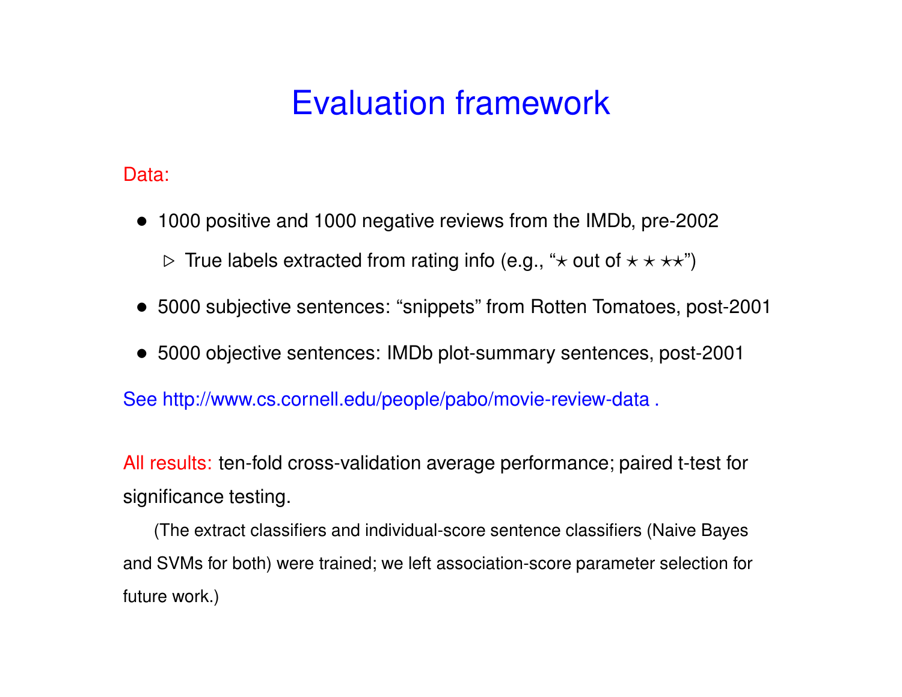# Evaluation framework

Data:

- 1000 positive and 1000 negative reviews from the IMDb, pre-2002
  - ▷ True labels extracted from rating info (e.g., "⋆ out of ⋆ ⋆ ⋆⋆")
- 5000 subjective sentences: "snippets" from Rotten Tomatoes, post-2001
- 5000 objective sentences: IMDb plot-summary sentences, post-2001

See http://www.cs.cornell.edu/people/pabo/movie-review-data .

All results: ten-fold cross-validation average performance; paired t-test for significance testing.

(The extract classifiers and individual-score sentence classifiers (Naive Bayes and SVMs for both) were trained; we left association-score parameter selection for future work.)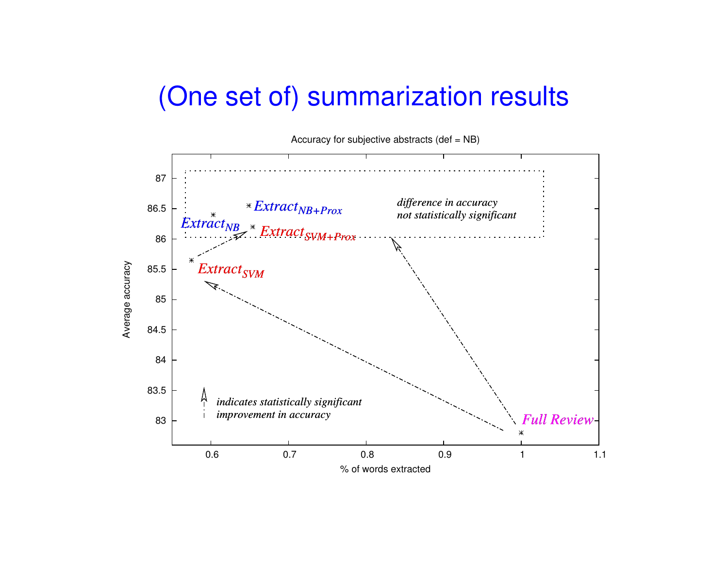# (One set of) summarization results

Accuracy for subjective abstracts (def = NB)

*difference in accuracy not statistically significant*

*indicates statistically significant improvement in accuracy*

| Method | % of words extracted | Average accuracy |
|---|---|---|
| $Extract_{NB}$ | ~0.6 | ~86.4 |
| $Extract_{NB+Prox}$ | ~0.65 | ~86.55 |
| $Extract_{SVM+Prox}$ | ~0.65 | ~86.2 |
| $Extract_{SVM}$ | ~0.57 | ~85.65 |
| Full Review | 1 | ~82.8 |

Average accuracy

% of words extracted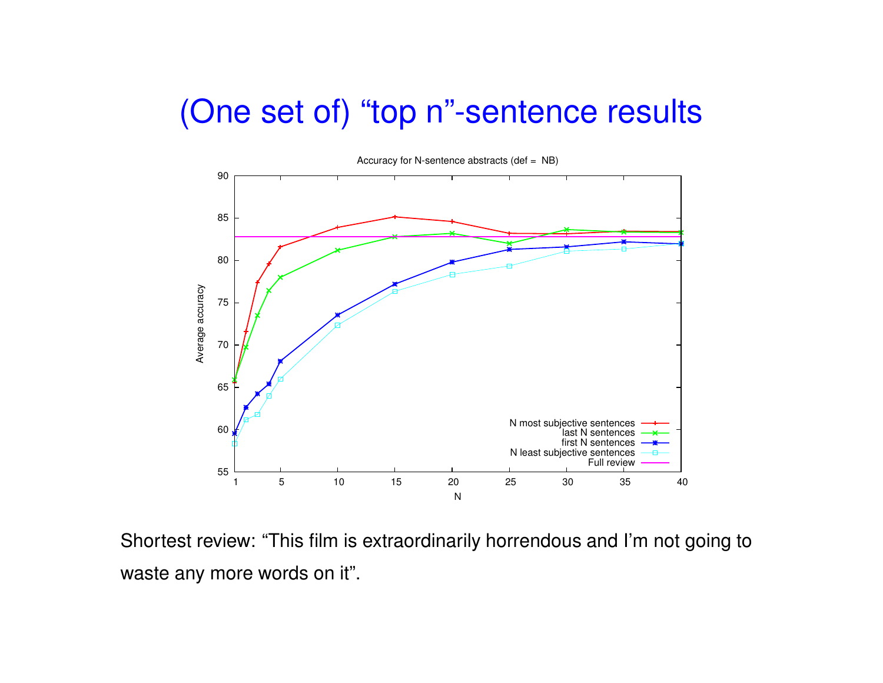# (One set of) “top n”-sentence results

Shortest review: “This film is extraordinarily horrendous and I’m not going to waste any more words on it”.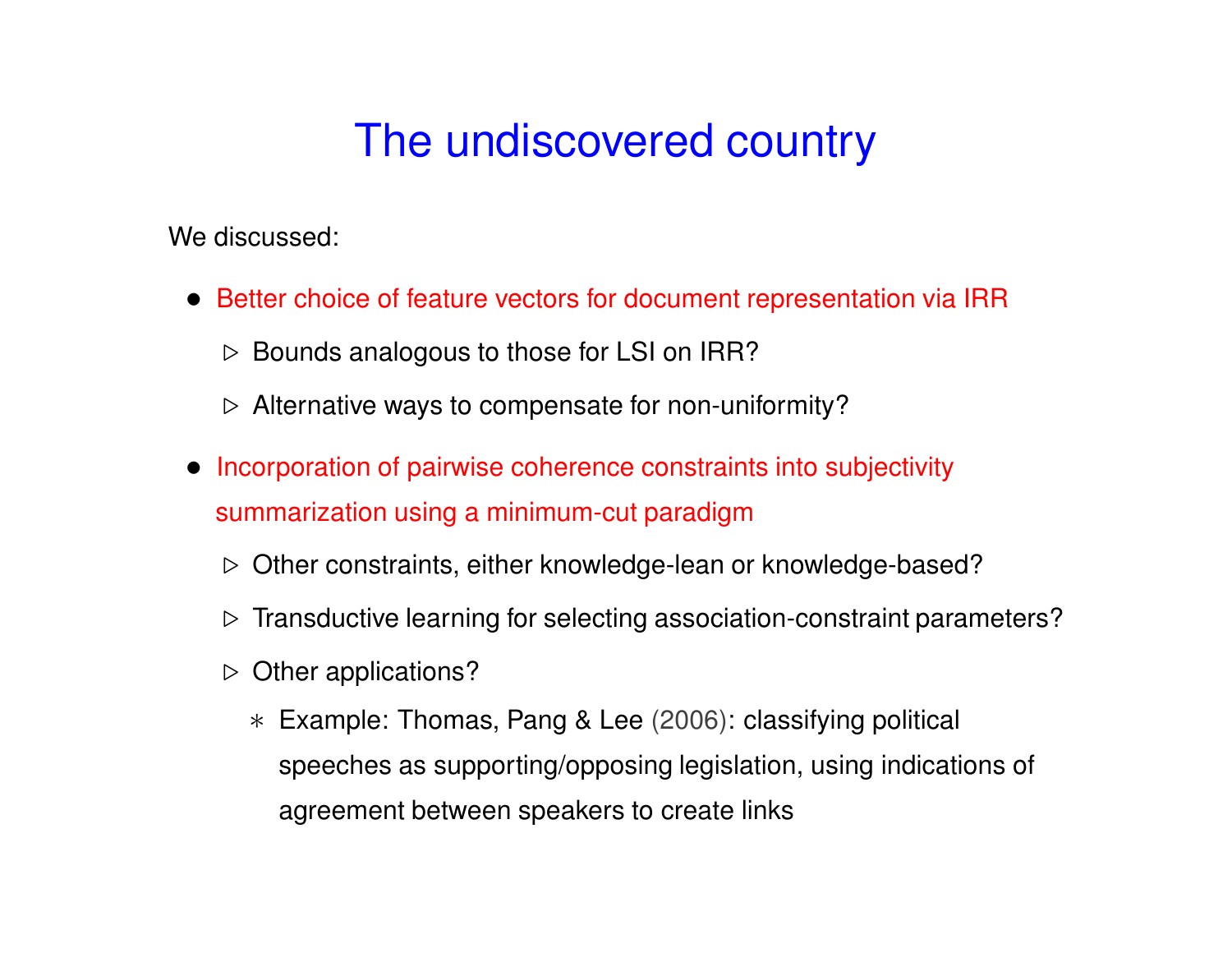# The undiscovered country

We discussed:

- Better choice of feature vectors for document representation via IRR
  - ▷ Bounds analogous to those for LSI on IRR?
  - ▷ Alternative ways to compensate for non-uniformity?
- Incorporation of pairwise coherence constraints into subjectivity summarization using a minimum-cut paradigm
  - ▷ Other constraints, either knowledge-lean or knowledge-based?
  - ▷ Transductive learning for selecting association-constraint parameters?
  - ▷ Other applications?
    - ∗ Example: Thomas, Pang & Lee (2006): classifying political speeches as supporting/opposing legislation, using indications of agreement between speakers to create links